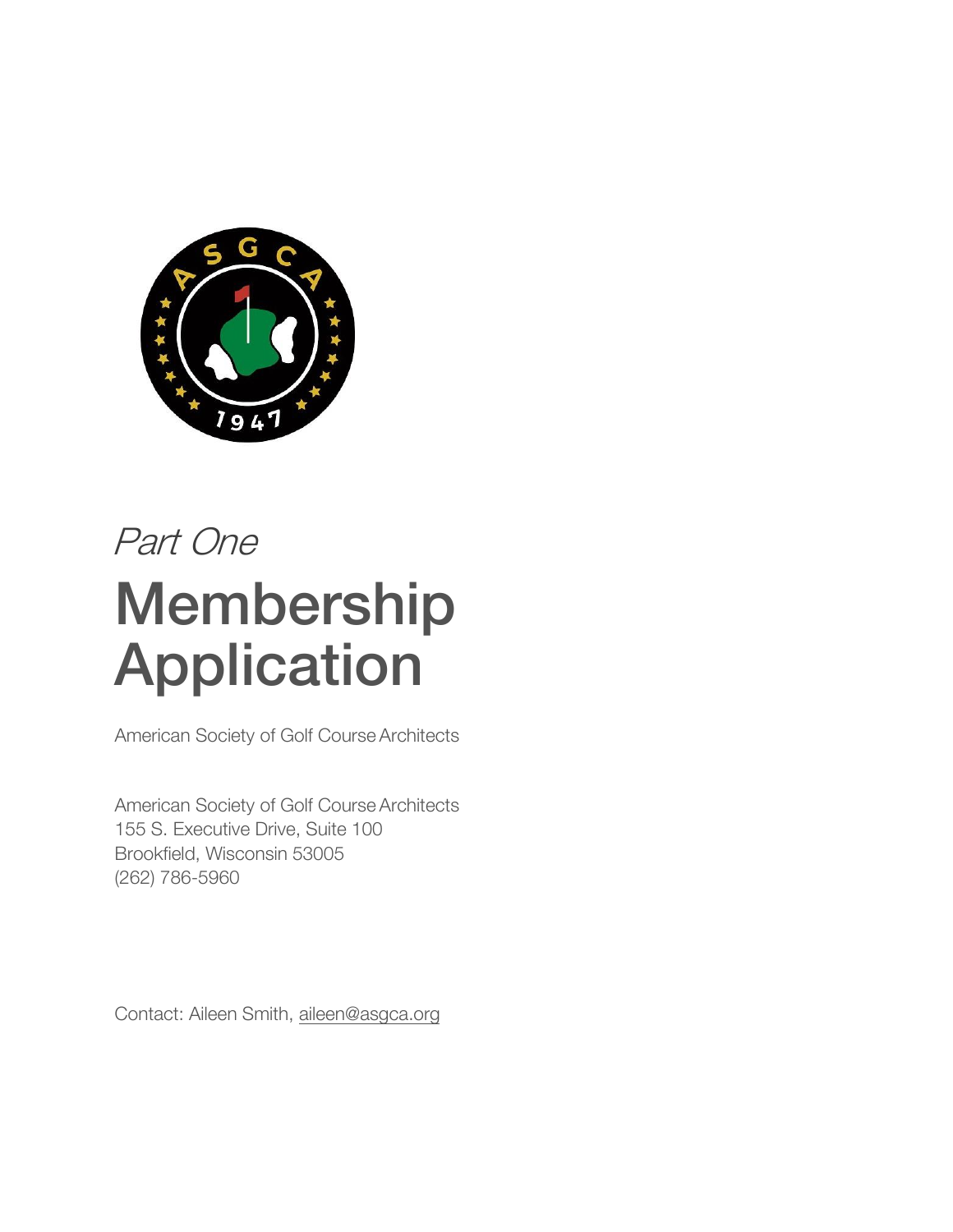*Part One*

# Membership Application

American Society of Golf Course Architects

American Society of Golf Course Architects
155 S. Executive Drive, Suite 100
Brookfield, Wisconsin 53005
(262) 786-5960

Contact: Aileen Smith, aileen@asgca.org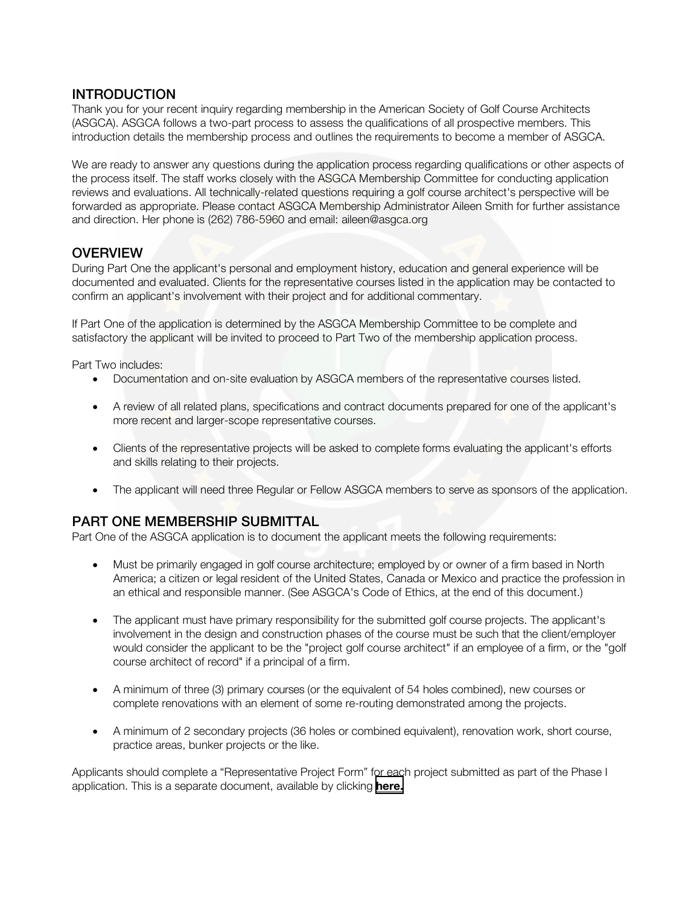## INTRODUCTION

Thank you for your recent inquiry regarding membership in the American Society of Golf Course Architects (ASGCA). ASGCA follows a two-part process to assess the qualifications of all prospective members. This introduction details the membership process and outlines the requirements to become a member of ASGCA.

We are ready to answer any questions during the application process regarding qualifications or other aspects of the process itself. The staff works closely with the ASGCA Membership Committee for conducting application reviews and evaluations. All technically-related questions requiring a golf course architect's perspective will be forwarded as appropriate. Please contact ASGCA Membership Administrator Aileen Smith for further assistance and direction. Her phone is (262) 786-5960 and email: aileen@asgca.org

## OVERVIEW

During Part One the applicant's personal and employment history, education and general experience will be documented and evaluated. Clients for the representative courses listed in the application may be contacted to confirm an applicant's involvement with their project and for additional commentary.

If Part One of the application is determined by the ASGCA Membership Committee to be complete and satisfactory the applicant will be invited to proceed to Part Two of the membership application process.

Part Two includes:

- Documentation and on-site evaluation by ASGCA members of the representative courses listed.
- A review of all related plans, specifications and contract documents prepared for one of the applicant's more recent and larger-scope representative courses.
- Clients of the representative projects will be asked to complete forms evaluating the applicant's efforts and skills relating to their projects.
- The applicant will need three Regular or Fellow ASGCA members to serve as sponsors of the application.

## PART ONE MEMBERSHIP SUBMITTAL

Part One of the ASGCA application is to document the applicant meets the following requirements:

- Must be primarily engaged in golf course architecture; employed by or owner of a firm based in North America; a citizen or legal resident of the United States, Canada or Mexico and practice the profession in an ethical and responsible manner. (See ASGCA's Code of Ethics, at the end of this document.)
- The applicant must have primary responsibility for the submitted golf course projects. The applicant's involvement in the design and construction phases of the course must be such that the client/employer would consider the applicant to be the "project golf course architect" if an employee of a firm, or the "golf course architect of record" if a principal of a firm.
- A minimum of three (3) primary courses (or the equivalent of 54 holes combined), new courses or complete renovations with an element of some re-routing demonstrated among the projects.
- A minimum of 2 secondary projects (36 holes or combined equivalent), renovation work, short course, practice areas, bunker projects or the like.

Applicants should complete a "Representative Project Form" for each project submitted as part of the Phase I application. This is a separate document, available by clicking **here.**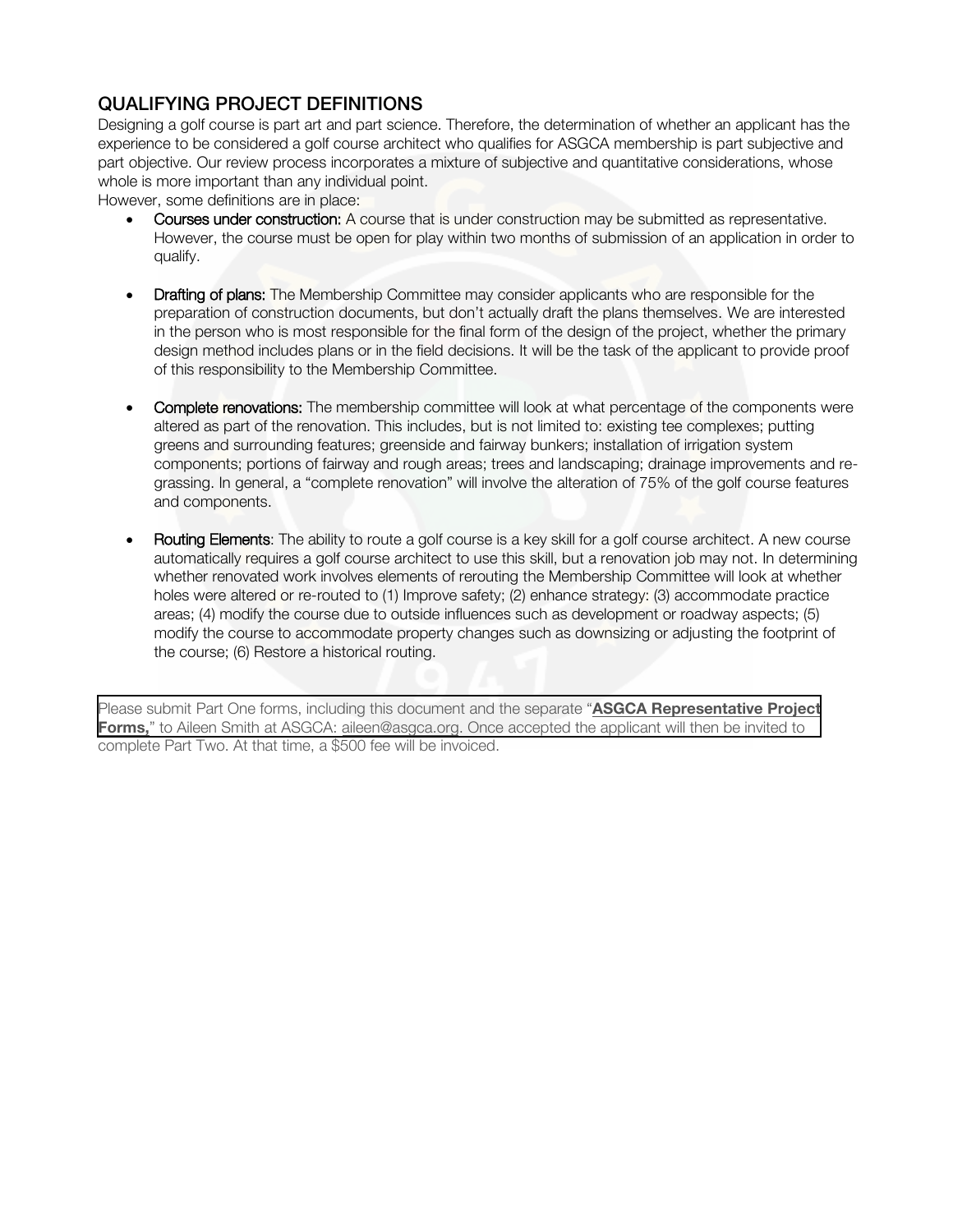## QUALIFYING PROJECT DEFINITIONS

Designing a golf course is part art and part science. Therefore, the determination of whether an applicant has the experience to be considered a golf course architect who qualifies for ASGCA membership is part subjective and part objective. Our review process incorporates a mixture of subjective and quantitative considerations, whose whole is more important than any individual point.

However, some definitions are in place:

- **Courses under construction:** A course that is under construction may be submitted as representative. However, the course must be open for play within two months of submission of an application in order to qualify.

- **Drafting of plans:** The Membership Committee may consider applicants who are responsible for the preparation of construction documents, but don't actually draft the plans themselves. We are interested in the person who is most responsible for the final form of the design of the project, whether the primary design method includes plans or in the field decisions. It will be the task of the applicant to provide proof of this responsibility to the Membership Committee.

- **Complete renovations:** The membership committee will look at what percentage of the components were altered as part of the renovation. This includes, but is not limited to: existing tee complexes; putting greens and surrounding features; greenside and fairway bunkers; installation of irrigation system components; portions of fairway and rough areas; trees and landscaping; drainage improvements and re-grassing. In general, a "complete renovation" will involve the alteration of 75% of the golf course features and components.

- **Routing Elements**: The ability to route a golf course is a key skill for a golf course architect. A new course automatically requires a golf course architect to use this skill, but a renovation job may not. In determining whether renovated work involves elements of rerouting the Membership Committee will look at whether holes were altered or re-routed to (1) Improve safety; (2) enhance strategy: (3) accommodate practice areas; (4) modify the course due to outside influences such as development or roadway aspects; (5) modify the course to accommodate property changes such as downsizing or adjusting the footprint of the course; (6) Restore a historical routing.

Please submit Part One forms, including this document and the separate "**ASGCA Representative Project Forms,**" to Aileen Smith at ASGCA: aileen@asgca.org. Once accepted the applicant will then be invited to complete Part Two. At that time, a $500 fee will be invoiced.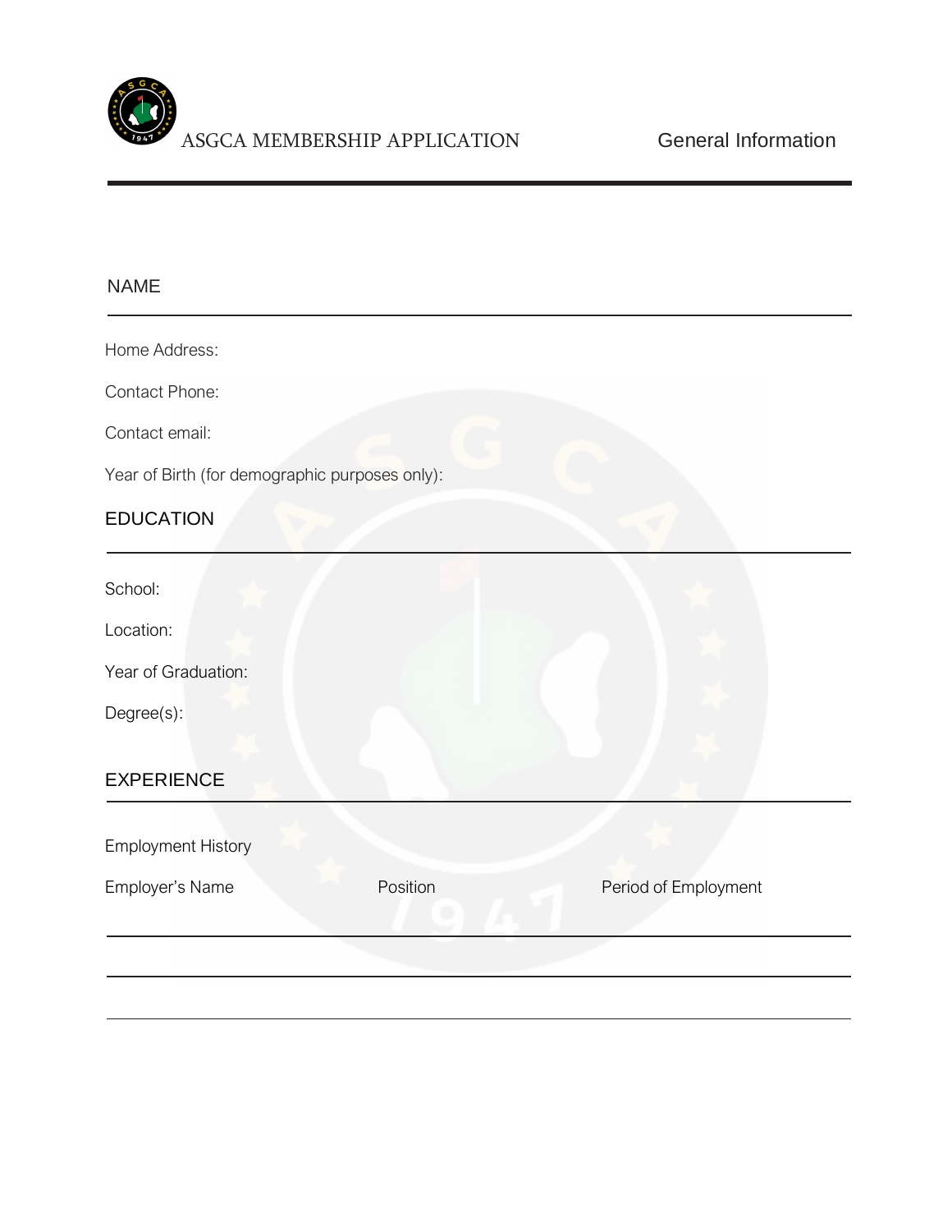ASGCA MEMBERSHIP APPLICATION

General Information

## NAME

Home Address:

Contact Phone:

Contact email:

Year of Birth (for demographic purposes only):

## EDUCATION

School:

Location:

Year of Graduation:

Degree(s):

## EXPERIENCE

Employment History

| Employer's Name | Position | Period of Employment |
|---|---|---|
| | | |
| | | |
| | | |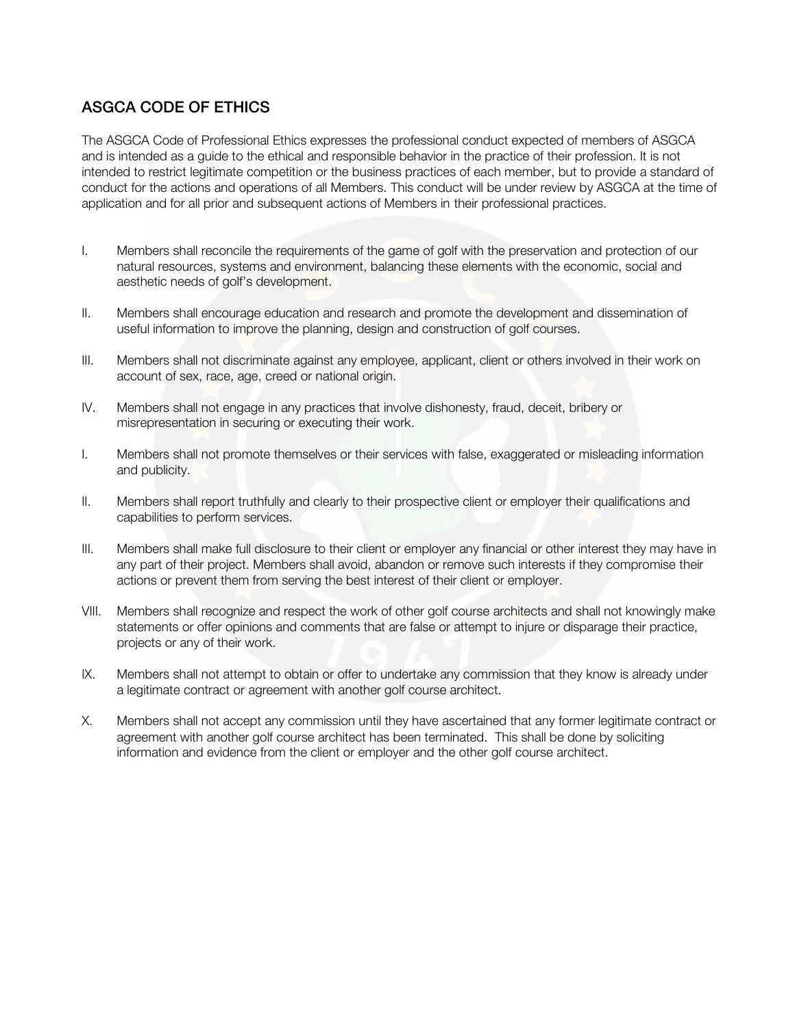## ASGCA CODE OF ETHICS

The ASGCA Code of Professional Ethics expresses the professional conduct expected of members of ASGCA and is intended as a guide to the ethical and responsible behavior in the practice of their profession. It is not intended to restrict legitimate competition or the business practices of each member, but to provide a standard of conduct for the actions and operations of all Members. This conduct will be under review by ASGCA at the time of application and for all prior and subsequent actions of Members in their professional practices.

I. Members shall reconcile the requirements of the game of golf with the preservation and protection of our natural resources, systems and environment, balancing these elements with the economic, social and aesthetic needs of golf's development.

II. Members shall encourage education and research and promote the development and dissemination of useful information to improve the planning, design and construction of golf courses.

III. Members shall not discriminate against any employee, applicant, client or others involved in their work on account of sex, race, age, creed or national origin.

IV. Members shall not engage in any practices that involve dishonesty, fraud, deceit, bribery or misrepresentation in securing or executing their work.

I. Members shall not promote themselves or their services with false, exaggerated or misleading information and publicity.

II. Members shall report truthfully and clearly to their prospective client or employer their qualifications and capabilities to perform services.

III. Members shall make full disclosure to their client or employer any financial or other interest they may have in any part of their project. Members shall avoid, abandon or remove such interests if they compromise their actions or prevent them from serving the best interest of their client or employer.

VIII. Members shall recognize and respect the work of other golf course architects and shall not knowingly make statements or offer opinions and comments that are false or attempt to injure or disparage their practice, projects or any of their work.

IX. Members shall not attempt to obtain or offer to undertake any commission that they know is already under a legitimate contract or agreement with another golf course architect.

X. Members shall not accept any commission until they have ascertained that any former legitimate contract or agreement with another golf course architect has been terminated. This shall be done by soliciting information and evidence from the client or employer and the other golf course architect.